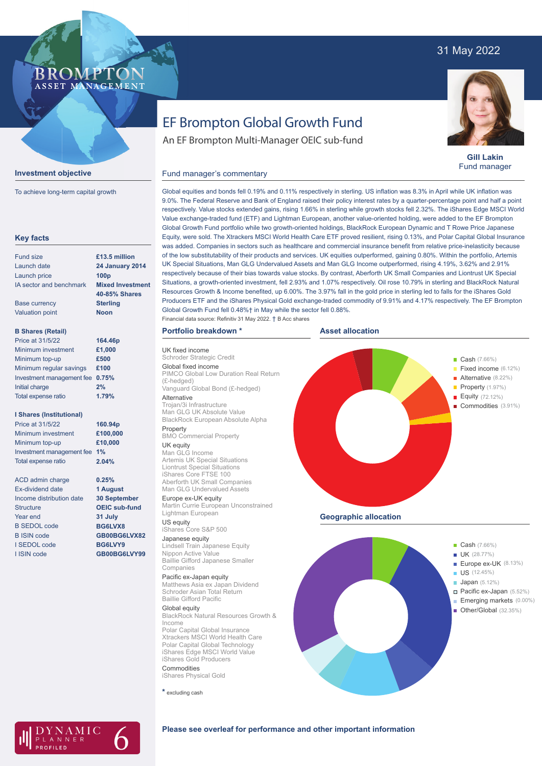31 May 2022

BROMPTON ASSET MANAGEMENT

# EF Brompton Global Growth Fund

An EF Brompton Multi-Manager OEIC sub-fund

**Gill Lakin**
Fund manager

## Investment objective

To achieve long-term capital growth

## Key facts

| | |
|---|---|
| Fund size | **£13.5 million** |
| Launch date | **24 January 2014** |
| Launch price | **100p** |
| IA sector and benchmark | **Mixed Investment 40-85% Shares** |
| Base currency | **Sterling** |
| Valuation point | **Noon** |

**B Shares (Retail)**

| | |
|---|---|
| Price at 31/5/22 | **164.46p** |
| Minimum investment | **£1,000** |
| Minimum top-up | **£500** |
| Minimum regular savings | **£100** |
| Investment management fee | **0.75%** |
| Initial charge | **2%** |
| Total expense ratio | **1.79%** |

**I Shares (Institutional)**

| | |
|---|---|
| Price at 31/5/22 | **160.94p** |
| Minimum investment | **£100,000** |
| Minimum top-up | **£10,000** |
| Investment management fee | **1%** |
| Total expense ratio | **2.04%** |

| | |
|---|---|
| ACD admin charge | **0.25%** |
| Ex-dividend date | **1 August** |
| Income distribution date | **30 September** |
| Structure | **OEIC sub-fund** |
| Year end | **31 July** |
| B SEDOL code | **BG6LVX8** |
| B ISIN code | **GB00BG6LVX82** |
| I SEDOL code | **BG6LVY9** |
| I ISIN code | **GB00BG6LVY99** |

## Fund manager's commentary

Global equities and bonds fell 0.19% and 0.11% respectively in sterling. US inflation was 8.3% in April while UK inflation was 9.0%. The Federal Reserve and Bank of England raised their policy interest rates by a quarter-percentage point and half a point respectively. Value stocks extended gains, rising 1.66% in sterling while growth stocks fell 2.32%. The iShares Edge MSCI World Value exchange-traded fund (ETF) and Lightman European, another value-oriented holding, were added to the EF Brompton Global Growth Fund portfolio while two growth-oriented holdings, BlackRock European Dynamic and T Rowe Price Japanese Equity, were sold. The Xtrackers MSCI World Health Care ETF proved resilient, rising 0.13%, and Polar Capital Global Insurance was added. Companies in sectors such as healthcare and commercial insurance benefit from relative price-inelasticity because of the low substitutability of their products and services. UK equities outperformed, gaining 0.80%. Within the portfolio, Artemis UK Special Situations, Man GLG Undervalued Assets and Man GLG Income outperformed, rising 4.19%, 3.62% and 2.91% respectively because of their bias towards value stocks. By contrast, Aberforth UK Small Companies and Liontrust UK Special Situations, a growth-oriented investment, fell 2.93% and 1.07% respectively. Oil rose 10.79% in sterling and BlackRock Natural Resources Growth & Income benefited, up 6.00%. The 3.97% fall in the gold price in sterling led to falls for the iShares Gold Producers ETF and the iShares Physical Gold exchange-traded commodity of 9.91% and 4.17% respectively. The EF Brompton Global Growth Fund fell 0.48%† in May while the sector fell 0.88%.

Financial data source: Refinitiv 31 May 2022. † B Acc shares

## Portfolio breakdown *

UK fixed income
- Schroder Strategic Credit

Global fixed income
- PIMCO Global Low Duration Real Return (£-hedged)
- Vanguard Global Bond (£-hedged)

Alternative
- Trojan/3i Infrastructure
- Man GLG UK Absolute Value
- BlackRock European Absolute Alpha

Property
- BMO Commercial Property

UK equity
- Man GLG Income
- Artemis UK Special Situations
- Liontrust Special Situations
- iShares Core FTSE 100
- Aberforth UK Small Companies
- Man GLG Undervalued Assets

Europe ex-UK equity
- Martin Currie European Unconstrained
- Lightman European

US equity
- iShares Core S&P 500

Japanese equity
- Lindsell Train Japanese Equity
- Nippon Active Value
- Baillie Gifford Japanese Smaller Companies

Pacific ex-Japan equity
- Matthews Asia ex Japan Dividend
- Schroder Asian Total Return
- Baillie Gifford Pacific

Global equity
- BlackRock Natural Resources Growth & Income
- Polar Capital Global Insurance
- Xtrackers MSCI World Health Care
- Polar Capital Global Technology
- iShares Edge MSCI World Value
- iShares Gold Producers

Commodities
- iShares Physical Gold

* excluding cash

## Asset allocation

- Cash (7.66%)
- Fixed income (6.12%)
- Alternative (8.22%)
- Property (1.97%)
- Equity (72.12%)
- Commodities (3.91%)

## Geographic allocation

- Cash (7.66%)
- UK (28.77%)
- Europe ex-UK (8.13%)
- US (12.45%)
- Japan (5.12%)
- Pacific ex-Japan (5.52%)
- Emerging markets (0.00%)
- Other/Global (32.35%)

DYNAMIC PLANNER PROFILED 6

**Please see overleaf for performance and other important information**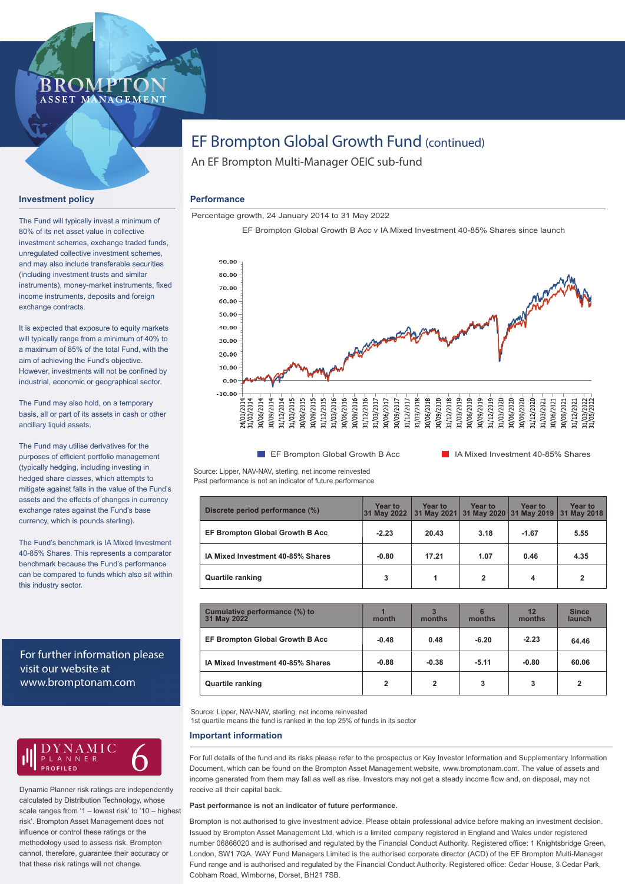BROMPTON
ASSET MANAGEMENT

# EF Brompton Global Growth Fund (continued)

An EF Brompton Multi-Manager OEIC sub-fund

## Investment policy

The Fund will typically invest a minimum of 80% of its net asset value in collective investment schemes, exchange traded funds, unregulated collective investment schemes, and may also include transferable securities (including investment trusts and similar instruments), money-market instruments, fixed income instruments, deposits and foreign exchange contracts.

It is expected that exposure to equity markets will typically range from a minimum of 40% to a maximum of 85% of the total Fund, with the aim of achieving the Fund's objective. However, investments will not be confined by industrial, economic or geographical sector.

The Fund may also hold, on a temporary basis, all or part of its assets in cash or other ancillary liquid assets.

The Fund may utilise derivatives for the purposes of efficient portfolio management (typically hedging, including investing in hedged share classes, which attempts to mitigate against falls in the value of the Fund's assets and the effects of changes in currency exchange rates against the Fund's base currency, which is pounds sterling).

The Fund's benchmark is IA Mixed Investment 40-85% Shares. This represents a comparator benchmark because the Fund's performance can be compared to funds which also sit within this industry sector.

For further information please visit our website at www.bromptonam.com

DYNAMIC PLANNER PROFILED 6

Dynamic Planner risk ratings are independently calculated by Distribution Technology, whose scale ranges from '1 – lowest risk' to '10 – highest risk'. Brompton Asset Management does not influence or control these ratings or the methodology used to assess risk. Brompton cannot, therefore, guarantee their accuracy or that these risk ratings will not change.

## Performance

Percentage growth, 24 January 2014 to 31 May 2022

EF Brompton Global Growth B Acc v IA Mixed Investment 40-85% Shares since launch

90.00
80.00
70.00
60.00
50.00
40.00
30.00
20.00
10.00
0.00
-10.00

24/01/2014 31/03/2014 30/06/2014 30/09/2014 31/12/2014 31/03/2015 30/06/2015 30/09/2015 31/12/2015 31/03/2016 30/06/2016 30/09/2016 31/12/2016 31/03/2017 30/06/2017 30/09/2017 31/12/2017 31/03/2018 30/06/2018 30/09/2018 31/12/2018 31/03/2019 30/06/2019 30/09/2019 31/12/2019 31/03/2020 30/06/2020 30/09/2020 31/12/2020 31/03/2021 30/06/2021 30/09/2021 31/12/2021 31/03/2022 31/05/2022

EF Brompton Global Growth B Acc
IA Mixed Investment 40-85% Shares

Source: Lipper, NAV-NAV, sterling, net income reinvested
Past performance is not an indicator of future performance

| Discrete period performance (%) | Year to 31 May 2022 | Year to 31 May 2021 | Year to 31 May 2020 | Year to 31 May 2019 | Year to 31 May 2018 |
|---|---|---|---|---|---|
| EF Brompton Global Growth B Acc | -2.23 | 20.43 | 3.18 | -1.67 | 5.55 |
| IA Mixed Investment 40-85% Shares | -0.80 | 17.21 | 1.07 | 0.46 | 4.35 |
| Quartile ranking | 3 | 1 | 2 | 4 | 2 |

| Cumulative performance (%) to 31 May 2022 | 1 month | 3 months | 6 months | 12 months | Since launch |
|---|---|---|---|---|---|
| EF Brompton Global Growth B Acc | -0.48 | 0.48 | -6.20 | -2.23 | 64.46 |
| IA Mixed Investment 40-85% Shares | -0.88 | -0.38 | -5.11 | -0.80 | 60.06 |
| Quartile ranking | 2 | 2 | 3 | 3 | 2 |

Source: Lipper, NAV-NAV, sterling, net income reinvested
1st quartile means the fund is ranked in the top 25% of funds in its sector

## Important information

For full details of the fund and its risks please refer to the prospectus or Key Investor Information and Supplementary Information Document, which can be found on the Brompton Asset Management website, www.bromptonam.com. The value of assets and income generated from them may fall as well as rise. Investors may not get a steady income flow and, on disposal, may not receive all their capital back.

**Past performance is not an indicator of future performance.**

Brompton is not authorised to give investment advice. Please obtain professional advice before making an investment decision. Issued by Brompton Asset Management Ltd, which is a limited company registered in England and Wales under registered number 06866020 and is authorised and regulated by the Financial Conduct Authority. Registered office: 1 Knightsbridge Green, London, SW1 7QA. WAY Fund Managers Limited is the authorised corporate director (ACD) of the EF Brompton Multi-Manager Fund range and is authorised and regulated by the Financial Conduct Authority. Registered office: Cedar House, 3 Cedar Park, Cobham Road, Wimborne, Dorset, BH21 7SB.